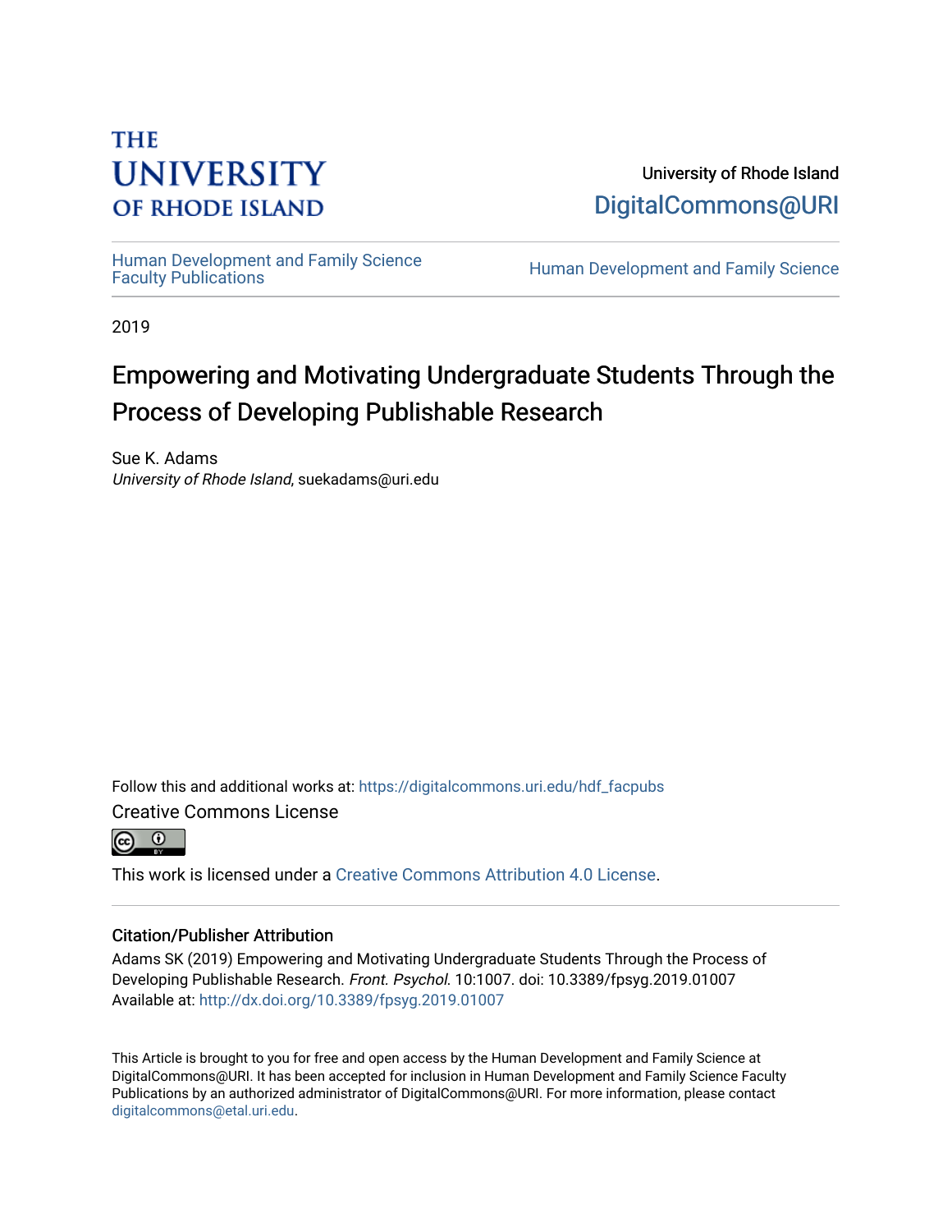THE UNIVERSITY OF RHODE ISLAND

University of Rhode Island
DigitalCommons@URI

Human Development and Family Science Faculty Publications

Human Development and Family Science

2019

# Empowering and Motivating Undergraduate Students Through the Process of Developing Publishable Research

Sue K. Adams
*University of Rhode Island*, suekadams@uri.edu

Follow this and additional works at: https://digitalcommons.uri.edu/hdf_facpubs

Creative Commons License

This work is licensed under a Creative Commons Attribution 4.0 License.

## Citation/Publisher Attribution

Adams SK (2019) Empowering and Motivating Undergraduate Students Through the Process of Developing Publishable Research. *Front. Psychol.* 10:1007. doi: 10.3389/fpsyg.2019.01007
Available at: http://dx.doi.org/10.3389/fpsyg.2019.01007

This Article is brought to you for free and open access by the Human Development and Family Science at DigitalCommons@URI. It has been accepted for inclusion in Human Development and Family Science Faculty Publications by an authorized administrator of DigitalCommons@URI. For more information, please contact digitalcommons@etal.uri.edu.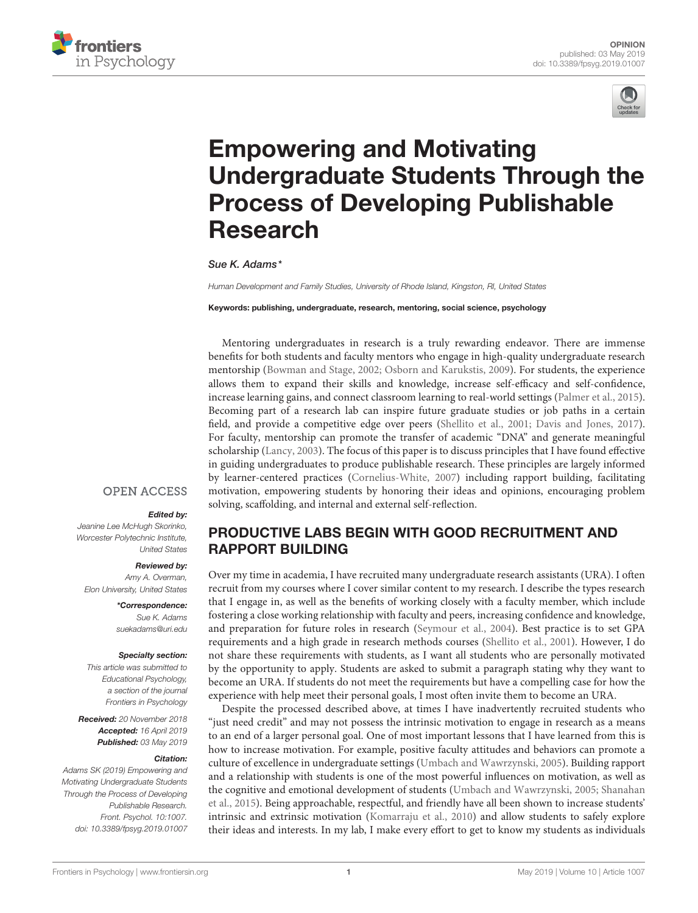# Empowering and Motivating Undergraduate Students Through the Process of Developing Publishable Research

*Sue K. Adams\**

*Human Development and Family Studies, University of Rhode Island, Kingston, RI, United States*

**Keywords: publishing, undergraduate, research, mentoring, social science, psychology**

OPEN ACCESS

***Edited by:***
*Jeanine Lee McHugh Skorinko, Worcester Polytechnic Institute, United States*

***Reviewed by:***
*Amy A. Overman, Elon University, United States*

***\*Correspondence:***
*Sue K. Adams*
*suekadams@uri.edu*

***Specialty section:***
*This article was submitted to Educational Psychology, a section of the journal Frontiers in Psychology*

***Received:*** *20 November 2018*
***Accepted:*** *16 April 2019*
***Published:*** *03 May 2019*

***Citation:***
*Adams SK (2019) Empowering and Motivating Undergraduate Students Through the Process of Developing Publishable Research. Front. Psychol. 10:1007. doi: 10.3389/fpsyg.2019.01007*

Mentoring undergraduates in research is a truly rewarding endeavor. There are immense benefits for both students and faculty mentors who engage in high-quality undergraduate research mentorship (Bowman and Stage, 2002; Osborn and Karukstis, 2009). For students, the experience allows them to expand their skills and knowledge, increase self-efficacy and self-confidence, increase learning gains, and connect classroom learning to real-world settings (Palmer et al., 2015). Becoming part of a research lab can inspire future graduate studies or job paths in a certain field, and provide a competitive edge over peers (Shellito et al., 2001; Davis and Jones, 2017). For faculty, mentorship can promote the transfer of academic "DNA" and generate meaningful scholarship (Lancy, 2003). The focus of this paper is to discuss principles that I have found effective in guiding undergraduates to produce publishable research. These principles are largely informed by learner-centered practices (Cornelius-White, 2007) including rapport building, facilitating motivation, empowering students by honoring their ideas and opinions, encouraging problem solving, scaffolding, and internal and external self-reflection.

## PRODUCTIVE LABS BEGIN WITH GOOD RECRUITMENT AND RAPPORT BUILDING

Over my time in academia, I have recruited many undergraduate research assistants (URA). I often recruit from my courses where I cover similar content to my research. I describe the types research that I engage in, as well as the benefits of working closely with a faculty member, which include fostering a close working relationship with faculty and peers, increasing confidence and knowledge, and preparation for future roles in research (Seymour et al., 2004). Best practice is to set GPA requirements and a high grade in research methods courses (Shellito et al., 2001). However, I do not share these requirements with students, as I want all students who are personally motivated by the opportunity to apply. Students are asked to submit a paragraph stating why they want to become an URA. If students do not meet the requirements but have a compelling case for how the experience with help meet their personal goals, I most often invite them to become an URA.

Despite the processed described above, at times I have inadvertently recruited students who "just need credit" and may not possess the intrinsic motivation to engage in research as a means to an end of a larger personal goal. One of most important lessons that I have learned from this is how to increase motivation. For example, positive faculty attitudes and behaviors can promote a culture of excellence in undergraduate settings (Umbach and Wawrzynski, 2005). Building rapport and a relationship with students is one of the most powerful influences on motivation, as well as the cognitive and emotional development of students (Umbach and Wawrzynski, 2005; Shanahan et al., 2015). Being approachable, respectful, and friendly have all been shown to increase students' intrinsic and extrinsic motivation (Komarraju et al., 2010) and allow students to safely explore their ideas and interests. In my lab, I make every effort to get to know my students as individuals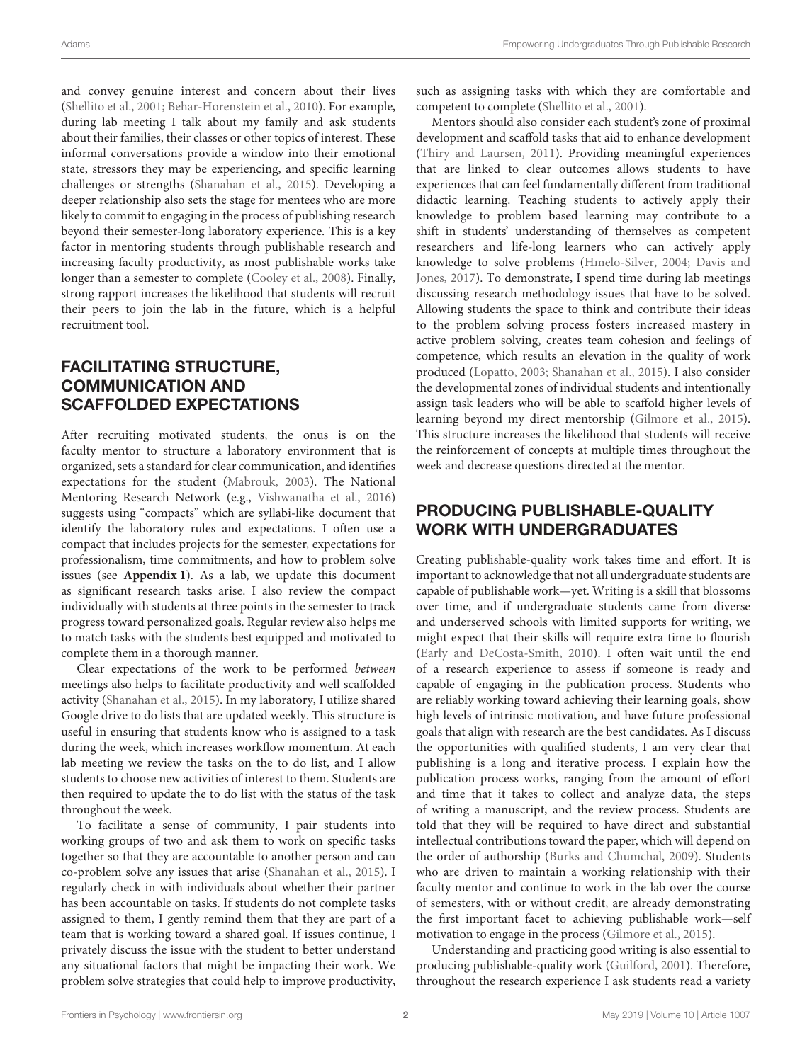and convey genuine interest and concern about their lives (Shellito et al., 2001; Behar-Horenstein et al., 2010). For example, during lab meeting I talk about my family and ask students about their families, their classes or other topics of interest. These informal conversations provide a window into their emotional state, stressors they may be experiencing, and specific learning challenges or strengths (Shanahan et al., 2015). Developing a deeper relationship also sets the stage for mentees who are more likely to commit to engaging in the process of publishing research beyond their semester-long laboratory experience. This is a key factor in mentoring students through publishable research and increasing faculty productivity, as most publishable works take longer than a semester to complete (Cooley et al., 2008). Finally, strong rapport increases the likelihood that students will recruit their peers to join the lab in the future, which is a helpful recruitment tool.

## FACILITATING STRUCTURE, COMMUNICATION AND SCAFFOLDED EXPECTATIONS

After recruiting motivated students, the onus is on the faculty mentor to structure a laboratory environment that is organized, sets a standard for clear communication, and identifies expectations for the student (Mabrouk, 2003). The National Mentoring Research Network (e.g., Vishwanatha et al., 2016) suggests using "compacts" which are syllabi-like document that identify the laboratory rules and expectations. I often use a compact that includes projects for the semester, expectations for professionalism, time commitments, and how to problem solve issues (see **Appendix 1**). As a lab, we update this document as significant research tasks arise. I also review the compact individually with students at three points in the semester to track progress toward personalized goals. Regular review also helps me to match tasks with the students best equipped and motivated to complete them in a thorough manner.

Clear expectations of the work to be performed *between* meetings also helps to facilitate productivity and well scaffolded activity (Shanahan et al., 2015). In my laboratory, I utilize shared Google drive to do lists that are updated weekly. This structure is useful in ensuring that students know who is assigned to a task during the week, which increases workflow momentum. At each lab meeting we review the tasks on the to do list, and I allow students to choose new activities of interest to them. Students are then required to update the to do list with the status of the task throughout the week.

To facilitate a sense of community, I pair students into working groups of two and ask them to work on specific tasks together so that they are accountable to another person and can co-problem solve any issues that arise (Shanahan et al., 2015). I regularly check in with individuals about whether their partner has been accountable on tasks. If students do not complete tasks assigned to them, I gently remind them that they are part of a team that is working toward a shared goal. If issues continue, I privately discuss the issue with the student to better understand any situational factors that might be impacting their work. We problem solve strategies that could help to improve productivity, such as assigning tasks with which they are comfortable and competent to complete (Shellito et al., 2001).

Mentors should also consider each student's zone of proximal development and scaffold tasks that aid to enhance development (Thiry and Laursen, 2011). Providing meaningful experiences that are linked to clear outcomes allows students to have experiences that can feel fundamentally different from traditional didactic learning. Teaching students to actively apply their knowledge to problem based learning may contribute to a shift in students' understanding of themselves as competent researchers and life-long learners who can actively apply knowledge to solve problems (Hmelo-Silver, 2004; Davis and Jones, 2017). To demonstrate, I spend time during lab meetings discussing research methodology issues that have to be solved. Allowing students the space to think and contribute their ideas to the problem solving process fosters increased mastery in active problem solving, creates team cohesion and feelings of competence, which results an elevation in the quality of work produced (Lopatto, 2003; Shanahan et al., 2015). I also consider the developmental zones of individual students and intentionally assign task leaders who will be able to scaffold higher levels of learning beyond my direct mentorship (Gilmore et al., 2015). This structure increases the likelihood that students will receive the reinforcement of concepts at multiple times throughout the week and decrease questions directed at the mentor.

## PRODUCING PUBLISHABLE-QUALITY WORK WITH UNDERGRADUATES

Creating publishable-quality work takes time and effort. It is important to acknowledge that not all undergraduate students are capable of publishable work—yet. Writing is a skill that blossoms over time, and if undergraduate students came from diverse and underserved schools with limited supports for writing, we might expect that their skills will require extra time to flourish (Early and DeCosta-Smith, 2010). I often wait until the end of a research experience to assess if someone is ready and capable of engaging in the publication process. Students who are reliably working toward achieving their learning goals, show high levels of intrinsic motivation, and have future professional goals that align with research are the best candidates. As I discuss the opportunities with qualified students, I am very clear that publishing is a long and iterative process. I explain how the publication process works, ranging from the amount of effort and time that it takes to collect and analyze data, the steps of writing a manuscript, and the review process. Students are told that they will be required to have direct and substantial intellectual contributions toward the paper, which will depend on the order of authorship (Burks and Chumchal, 2009). Students who are driven to maintain a working relationship with their faculty mentor and continue to work in the lab over the course of semesters, with or without credit, are already demonstrating the first important facet to achieving publishable work—self motivation to engage in the process (Gilmore et al., 2015).

Understanding and practicing good writing is also essential to producing publishable-quality work (Guilford, 2001). Therefore, throughout the research experience I ask students read a variety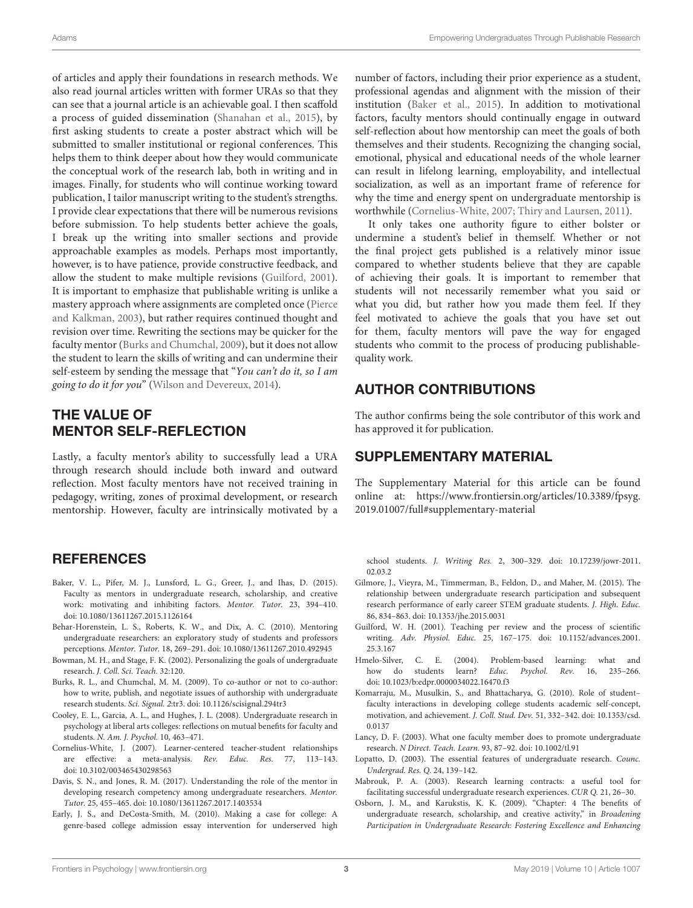of articles and apply their foundations in research methods. We also read journal articles written with former URAs so that they can see that a journal article is an achievable goal. I then scaffold a process of guided dissemination (Shanahan et al., 2015), by first asking students to create a poster abstract which will be submitted to smaller institutional or regional conferences. This helps them to think deeper about how they would communicate the conceptual work of the research lab, both in writing and in images. Finally, for students who will continue working toward publication, I tailor manuscript writing to the student's strengths. I provide clear expectations that there will be numerous revisions before submission. To help students better achieve the goals, I break up the writing into smaller sections and provide approachable examples as models. Perhaps most importantly, however, is to have patience, provide constructive feedback, and allow the student to make multiple revisions (Guilford, 2001). It is important to emphasize that publishable writing is unlike a mastery approach where assignments are completed once (Pierce and Kalkman, 2003), but rather requires continued thought and revision over time. Rewriting the sections may be quicker for the faculty mentor (Burks and Chumchal, 2009), but it does not allow the student to learn the skills of writing and can undermine their self-esteem by sending the message that "*You can't do it, so I am going to do it for you*" (Wilson and Devereux, 2014).

## THE VALUE OF MENTOR SELF-REFLECTION

Lastly, a faculty mentor's ability to successfully lead a URA through research should include both inward and outward reflection. Most faculty mentors have not received training in pedagogy, writing, zones of proximal development, or research mentorship. However, faculty are intrinsically motivated by a number of factors, including their prior experience as a student, professional agendas and alignment with the mission of their institution (Baker et al., 2015). In addition to motivational factors, faculty mentors should continually engage in outward self-reflection about how mentorship can meet the goals of both themselves and their students. Recognizing the changing social, emotional, physical and educational needs of the whole learner can result in lifelong learning, employability, and intellectual socialization, as well as an important frame of reference for why the time and energy spent on undergraduate mentorship is worthwhile (Cornelius-White, 2007; Thiry and Laursen, 2011).

It only takes one authority figure to either bolster or undermine a student's belief in themself. Whether or not the final project gets published is a relatively minor issue compared to whether students believe that they are capable of achieving their goals. It is important to remember that students will not necessarily remember what you said or what you did, but rather how you made them feel. If they feel motivated to achieve the goals that you have set out for them, faculty mentors will pave the way for engaged students who commit to the process of producing publishable-quality work.

## AUTHOR CONTRIBUTIONS

The author confirms being the sole contributor of this work and has approved it for publication.

## SUPPLEMENTARY MATERIAL

The Supplementary Material for this article can be found online at: https://www.frontiersin.org/articles/10.3389/fpsyg.2019.01007/full#supplementary-material

## REFERENCES

Baker, V. L., Pifer, M. J., Lunsford, L. G., Greer, J., and Ihas, D. (2015). Faculty as mentors in undergraduate research, scholarship, and creative work: motivating and inhibiting factors. *Mentor. Tutor.* 23, 394–410. doi: 10.1080/13611267.2015.1126164

Behar-Horenstein, L. S., Roberts, K. W., and Dix, A. C. (2010). Mentoring undergraduate researchers: an exploratory study of students and professors perceptions. *Mentor. Tutor.* 18, 269–291. doi: 10.1080/13611267.2010.492945

Bowman, M. H., and Stage, F. K. (2002). Personalizing the goals of undergraduate research. *J. Coll. Sci. Teach.* 32:120.

Burks, R. L., and Chumchal, M. M. (2009). To co-author or not to co-author: how to write, publish, and negotiate issues of authorship with undergraduate research students. *Sci. Signal.* 2:tr3. doi: 10.1126/scisignal.294tr3

Cooley, E. L., Garcia, A. L., and Hughes, J. L. (2008). Undergraduate research in psychology at liberal arts colleges: reflections on mutual benefits for faculty and students. *N. Am. J. Psychol.* 10, 463–471.

Cornelius-White, J. (2007). Learner-centered teacher-student relationships are effective: a meta-analysis. *Rev. Educ. Res.* 77, 113–143. doi: 10.3102/003465430298563

Davis, S. N., and Jones, R. M. (2017). Understanding the role of the mentor in developing research competency among undergraduate researchers. *Mentor. Tutor.* 25, 455–465. doi: 10.1080/13611267.2017.1403534

Early, J. S., and DeCosta-Smith, M. (2010). Making a case for college: A genre-based college admission essay intervention for underserved high school students. *J. Writing Res.* 2, 300–329. doi: 10.17239/jowr-2011.02.03.2

Gilmore, J., Vieyra, M., Timmerman, B., Feldon, D., and Maher, M. (2015). The relationship between undergraduate research participation and subsequent research performance of early career STEM graduate students. *J. High. Educ.* 86, 834–863. doi: 10.1353/jhe.2015.0031

Guilford, W. H. (2001). Teaching per review and the process of scientific writing. *Adv. Physiol. Educ.* 25, 167–175. doi: 10.1152/advances.2001.25.3.167

Hmelo-Silver, C. E. (2004). Problem-based learning: what and how do students learn? *Educ. Psychol. Rev.* 16, 235–266. doi: 10.1023/b:edpr.0000034022.16470.f3

Komarraju, M., Musulkin, S., and Bhattacharya, G. (2010). Role of student–faculty interactions in developing college students academic self-concept, motivation, and achievement. *J. Coll. Stud. Dev.* 51, 332–342. doi: 10.1353/csd.0.0137

Lancy, D. F. (2003). What one faculty member does to promote undergraduate research. *N Direct. Teach. Learn.* 93, 87–92. doi: 10.1002/tl.91

Lopatto, D. (2003). The essential features of undergraduate research. *Counc. Undergrad. Res. Q.* 24, 139–142.

Mabrouk, P. A. (2003). Research learning contracts: a useful tool for facilitating successful undergraduate research experiences. *CUR Q.* 21, 26–30.

Osborn, J. M., and Karukstis, K. K. (2009). "Chapter: 4 The benefits of undergraduate research, scholarship, and creative activity," in *Broadening Participation in Undergraduate Research: Fostering Excellence and Enhancing*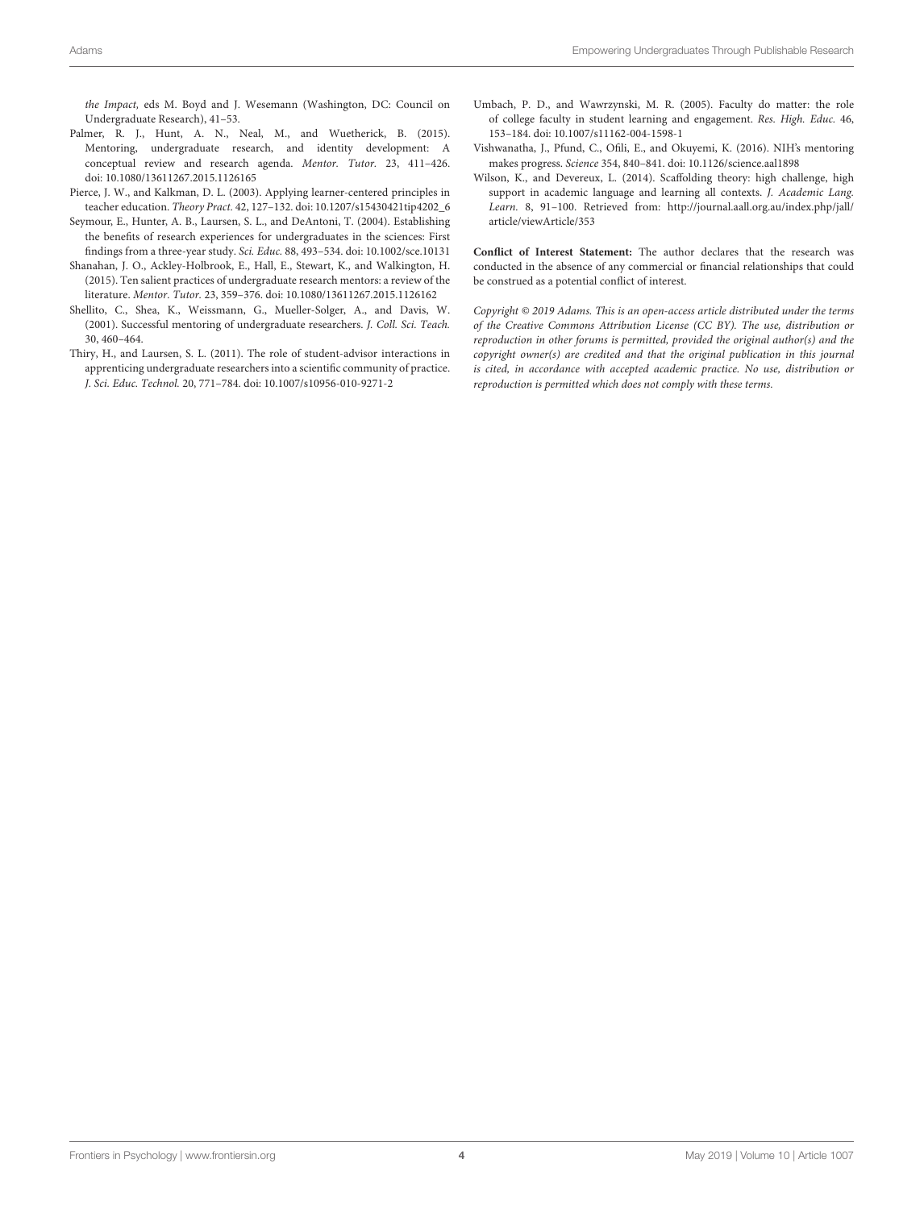*the Impact,* eds M. Boyd and J. Wesemann (Washington, DC: Council on Undergraduate Research), 41–53.

Palmer, R. J., Hunt, A. N., Neal, M., and Wuetherick, B. (2015). Mentoring, undergraduate research, and identity development: A conceptual review and research agenda. *Mentor. Tutor.* 23, 411–426. doi: 10.1080/13611267.2015.1126165

Pierce, J. W., and Kalkman, D. L. (2003). Applying learner-centered principles in teacher education. *Theory Pract.* 42, 127–132. doi: 10.1207/s15430421tip4202_6

Seymour, E., Hunter, A. B., Laursen, S. L., and DeAntoni, T. (2004). Establishing the benefits of research experiences for undergraduates in the sciences: First findings from a three-year study. *Sci. Educ.* 88, 493–534. doi: 10.1002/sce.10131

Shanahan, J. O., Ackley-Holbrook, E., Hall, E., Stewart, K., and Walkington, H. (2015). Ten salient practices of undergraduate research mentors: a review of the literature. *Mentor. Tutor.* 23, 359–376. doi: 10.1080/13611267.2015.1126162

Shellito, C., Shea, K., Weissmann, G., Mueller-Solger, A., and Davis, W. (2001). Successful mentoring of undergraduate researchers. *J. Coll. Sci. Teach.* 30, 460–464.

Thiry, H., and Laursen, S. L. (2011). The role of student-advisor interactions in apprenticing undergraduate researchers into a scientific community of practice. *J. Sci. Educ. Technol.* 20, 771–784. doi: 10.1007/s10956-010-9271-2

Umbach, P. D., and Wawrzynski, M. R. (2005). Faculty do matter: the role of college faculty in student learning and engagement. *Res. High. Educ.* 46, 153–184. doi: 10.1007/s11162-004-1598-1

Vishwanatha, J., Pfund, C., Ofili, E., and Okuyemi, K. (2016). NIH's mentoring makes progress. *Science* 354, 840–841. doi: 10.1126/science.aal1898

Wilson, K., and Devereux, L. (2014). Scaffolding theory: high challenge, high support in academic language and learning all contexts. *J. Academic Lang. Learn.* 8, 91–100. Retrieved from: http://journal.aall.org.au/index.php/jall/article/viewArticle/353

**Conflict of Interest Statement:** The author declares that the research was conducted in the absence of any commercial or financial relationships that could be construed as a potential conflict of interest.

*Copyright © 2019 Adams. This is an open-access article distributed under the terms of the Creative Commons Attribution License (CC BY). The use, distribution or reproduction in other forums is permitted, provided the original author(s) and the copyright owner(s) are credited and that the original publication in this journal is cited, in accordance with accepted academic practice. No use, distribution or reproduction is permitted which does not comply with these terms.*